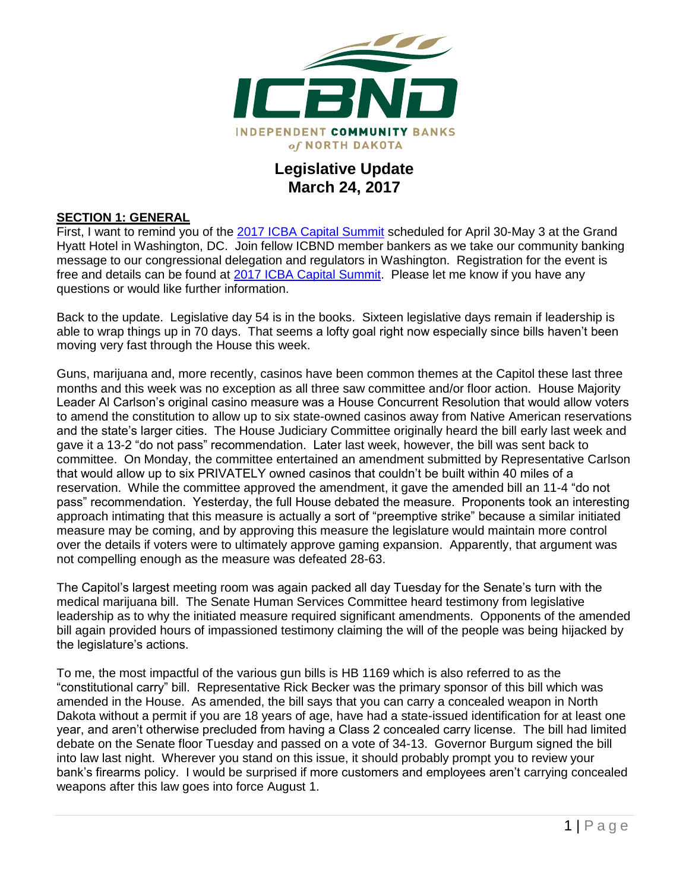ICBND

INDEPENDENT **COMMUNITY** BANKS *of* NORTH DAKOTA

# Legislative Update
## March 24, 2017

**SECTION 1: GENERAL**

First, I want to remind you of the 2017 ICBA Capital Summit scheduled for April 30-May 3 at the Grand Hyatt Hotel in Washington, DC. Join fellow ICBND member bankers as we take our community banking message to our congressional delegation and regulators in Washington. Registration for the event is free and details can be found at 2017 ICBA Capital Summit. Please let me know if you have any questions or would like further information.

Back to the update. Legislative day 54 is in the books. Sixteen legislative days remain if leadership is able to wrap things up in 70 days. That seems a lofty goal right now especially since bills haven't been moving very fast through the House this week.

Guns, marijuana and, more recently, casinos have been common themes at the Capitol these last three months and this week was no exception as all three saw committee and/or floor action. House Majority Leader Al Carlson's original casino measure was a House Concurrent Resolution that would allow voters to amend the constitution to allow up to six state-owned casinos away from Native American reservations and the state's larger cities. The House Judiciary Committee originally heard the bill early last week and gave it a 13-2 "do not pass" recommendation. Later last week, however, the bill was sent back to committee. On Monday, the committee entertained an amendment submitted by Representative Carlson that would allow up to six PRIVATELY owned casinos that couldn't be built within 40 miles of a reservation. While the committee approved the amendment, it gave the amended bill an 11-4 "do not pass" recommendation. Yesterday, the full House debated the measure. Proponents took an interesting approach intimating that this measure is actually a sort of "preemptive strike" because a similar initiated measure may be coming, and by approving this measure the legislature would maintain more control over the details if voters were to ultimately approve gaming expansion. Apparently, that argument was not compelling enough as the measure was defeated 28-63.

The Capitol's largest meeting room was again packed all day Tuesday for the Senate's turn with the medical marijuana bill. The Senate Human Services Committee heard testimony from legislative leadership as to why the initiated measure required significant amendments. Opponents of the amended bill again provided hours of impassioned testimony claiming the will of the people was being hijacked by the legislature's actions.

To me, the most impactful of the various gun bills is HB 1169 which is also referred to as the "constitutional carry" bill. Representative Rick Becker was the primary sponsor of this bill which was amended in the House. As amended, the bill says that you can carry a concealed weapon in North Dakota without a permit if you are 18 years of age, have had a state-issued identification for at least one year, and aren't otherwise precluded from having a Class 2 concealed carry license. The bill had limited debate on the Senate floor Tuesday and passed on a vote of 34-13. Governor Burgum signed the bill into law last night. Wherever you stand on this issue, it should probably prompt you to review your bank's firearms policy. I would be surprised if more customers and employees aren't carrying concealed weapons after this law goes into force August 1.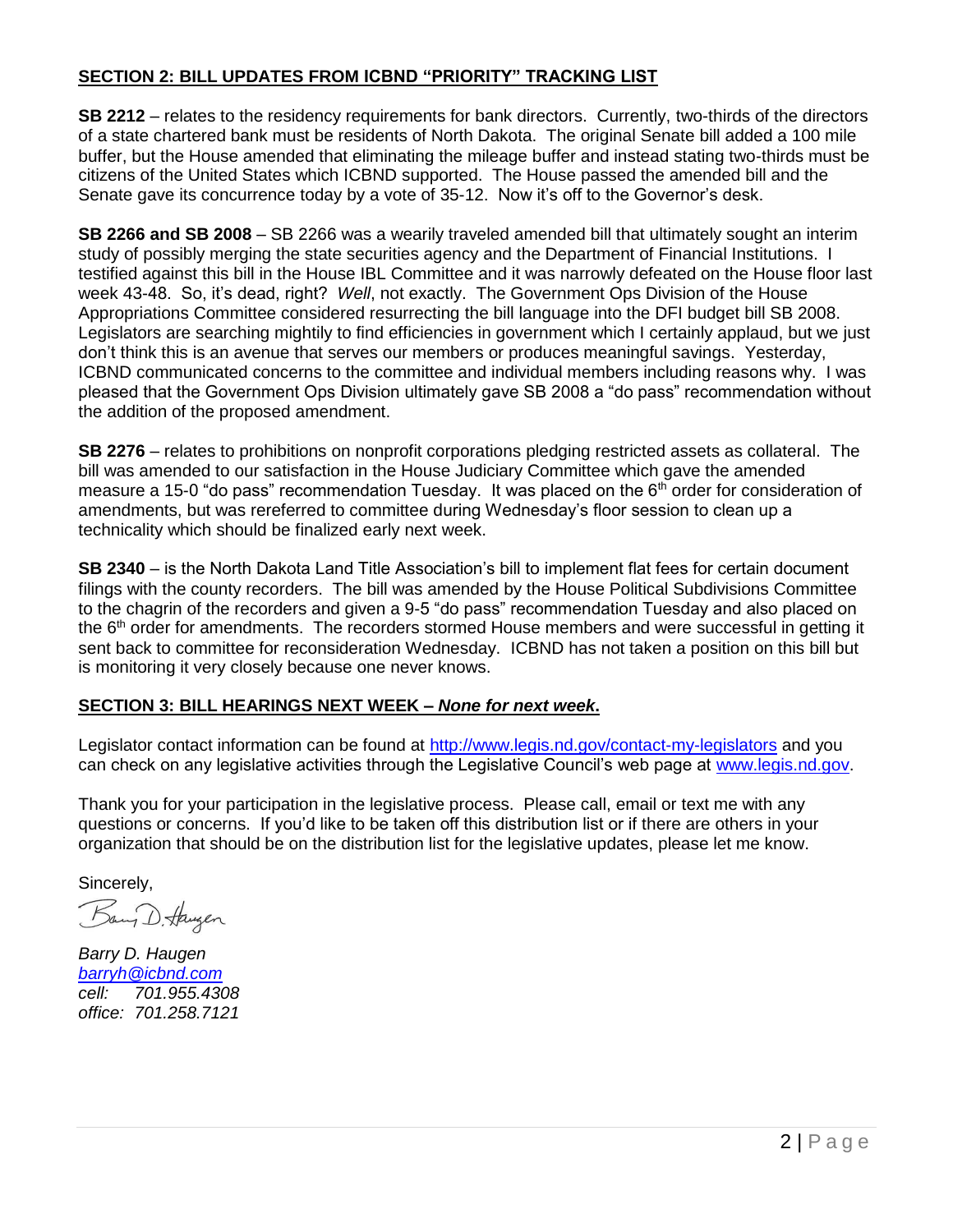## SECTION 2: BILL UPDATES FROM ICBND "PRIORITY" TRACKING LIST

**SB 2212** – relates to the residency requirements for bank directors. Currently, two-thirds of the directors of a state chartered bank must be residents of North Dakota. The original Senate bill added a 100 mile buffer, but the House amended that eliminating the mileage buffer and instead stating two-thirds must be citizens of the United States which ICBND supported. The House passed the amended bill and the Senate gave its concurrence today by a vote of 35-12. Now it's off to the Governor's desk.

**SB 2266 and SB 2008** – SB 2266 was a wearily traveled amended bill that ultimately sought an interim study of possibly merging the state securities agency and the Department of Financial Institutions. I testified against this bill in the House IBL Committee and it was narrowly defeated on the House floor last week 43-48. So, it's dead, right? *Well*, not exactly. The Government Ops Division of the House Appropriations Committee considered resurrecting the bill language into the DFI budget bill SB 2008. Legislators are searching mightily to find efficiencies in government which I certainly applaud, but we just don't think this is an avenue that serves our members or produces meaningful savings. Yesterday, ICBND communicated concerns to the committee and individual members including reasons why. I was pleased that the Government Ops Division ultimately gave SB 2008 a "do pass" recommendation without the addition of the proposed amendment.

**SB 2276** – relates to prohibitions on nonprofit corporations pledging restricted assets as collateral. The bill was amended to our satisfaction in the House Judiciary Committee which gave the amended measure a 15-0 "do pass" recommendation Tuesday. It was placed on the 6th order for consideration of amendments, but was rereferred to committee during Wednesday's floor session to clean up a technicality which should be finalized early next week.

**SB 2340** – is the North Dakota Land Title Association's bill to implement flat fees for certain document filings with the county recorders. The bill was amended by the House Political Subdivisions Committee to the chagrin of the recorders and given a 9-5 "do pass" recommendation Tuesday and also placed on the 6th order for amendments. The recorders stormed House members and were successful in getting it sent back to committee for reconsideration Wednesday. ICBND has not taken a position on this bill but is monitoring it very closely because one never knows.

## SECTION 3: BILL HEARINGS NEXT WEEK – *None for next week*.

Legislator contact information can be found at http://www.legis.nd.gov/contact-my-legislators and you can check on any legislative activities through the Legislative Council's web page at www.legis.nd.gov.

Thank you for your participation in the legislative process. Please call, email or text me with any questions or concerns. If you'd like to be taken off this distribution list or if there are others in your organization that should be on the distribution list for the legislative updates, please let me know.

Sincerely,

*Barry D. Haugen*
*barryh@icbnd.com*
*cell: 701.955.4308*
*office: 701.258.7121*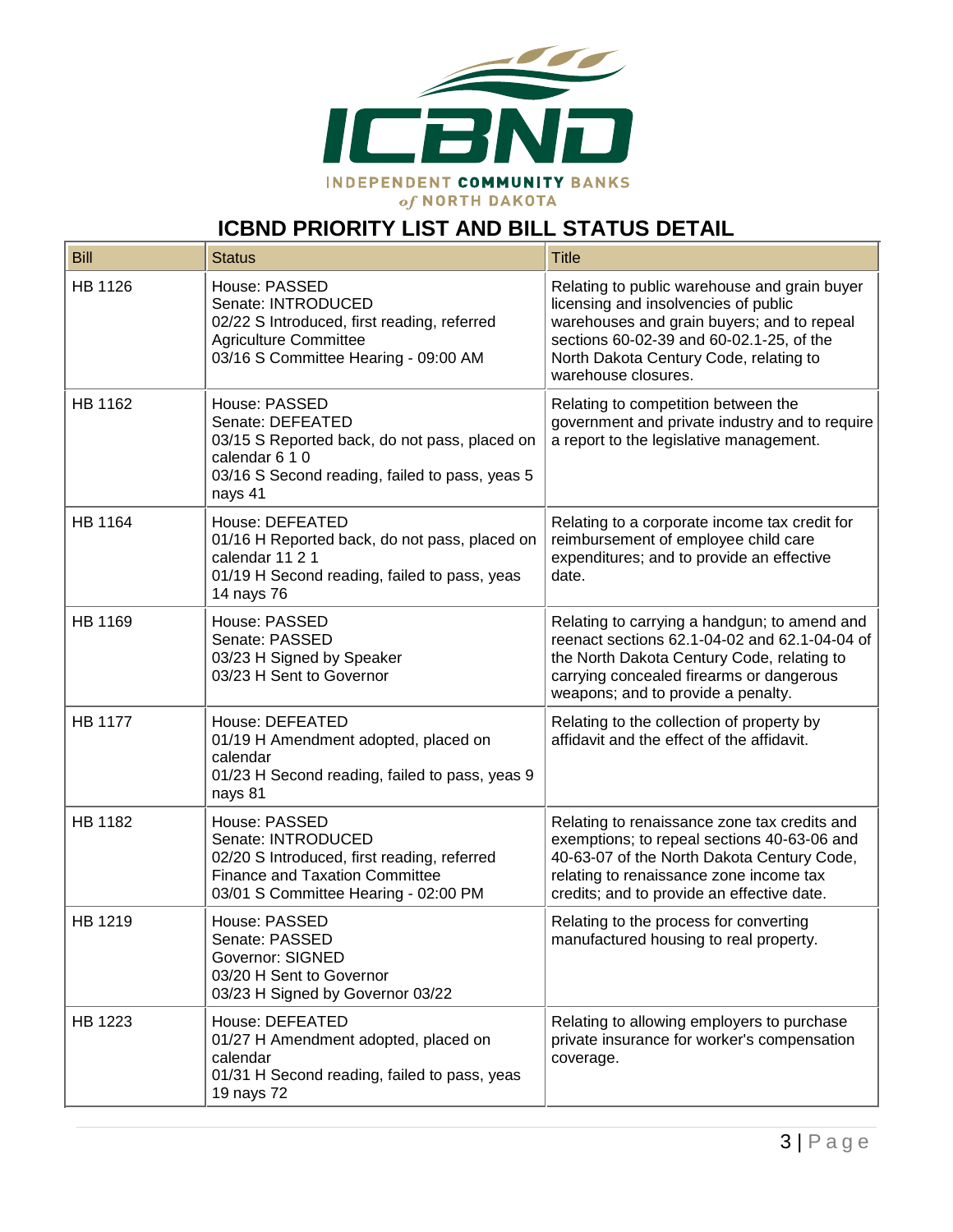INDEPENDENT COMMUNITY BANKS of NORTH DAKOTA

## ICBND PRIORITY LIST AND BILL STATUS DETAIL

| Bill | Status | Title |
|---|---|---|
| HB 1126 | House: PASSED<br>Senate: INTRODUCED<br>02/22 S Introduced, first reading, referred Agriculture Committee<br>03/16 S Committee Hearing - 09:00 AM | Relating to public warehouse and grain buyer licensing and insolvencies of public warehouses and grain buyers; and to repeal sections 60-02-39 and 60-02.1-25, of the North Dakota Century Code, relating to warehouse closures. |
| HB 1162 | House: PASSED<br>Senate: DEFEATED<br>03/15 S Reported back, do not pass, placed on calendar 6 1 0<br>03/16 S Second reading, failed to pass, yeas 5 nays 41 | Relating to competition between the government and private industry and to require a report to the legislative management. |
| HB 1164 | House: DEFEATED<br>01/16 H Reported back, do not pass, placed on calendar 11 2 1<br>01/19 H Second reading, failed to pass, yeas 14 nays 76 | Relating to a corporate income tax credit for reimbursement of employee child care expenditures; and to provide an effective date. |
| HB 1169 | House: PASSED<br>Senate: PASSED<br>03/23 H Signed by Speaker<br>03/23 H Sent to Governor | Relating to carrying a handgun; to amend and reenact sections 62.1-04-02 and 62.1-04-04 of the North Dakota Century Code, relating to carrying concealed firearms or dangerous weapons; and to provide a penalty. |
| HB 1177 | House: DEFEATED<br>01/19 H Amendment adopted, placed on calendar<br>01/23 H Second reading, failed to pass, yeas 9 nays 81 | Relating to the collection of property by affidavit and the effect of the affidavit. |
| HB 1182 | House: PASSED<br>Senate: INTRODUCED<br>02/20 S Introduced, first reading, referred Finance and Taxation Committee<br>03/01 S Committee Hearing - 02:00 PM | Relating to renaissance zone tax credits and exemptions; to repeal sections 40-63-06 and 40-63-07 of the North Dakota Century Code, relating to renaissance zone income tax credits; and to provide an effective date. |
| HB 1219 | House: PASSED<br>Senate: PASSED<br>Governor: SIGNED<br>03/20 H Sent to Governor<br>03/23 H Signed by Governor 03/22 | Relating to the process for converting manufactured housing to real property. |
| HB 1223 | House: DEFEATED<br>01/27 H Amendment adopted, placed on calendar<br>01/31 H Second reading, failed to pass, yeas 19 nays 72 | Relating to allowing employers to purchase private insurance for worker's compensation coverage. |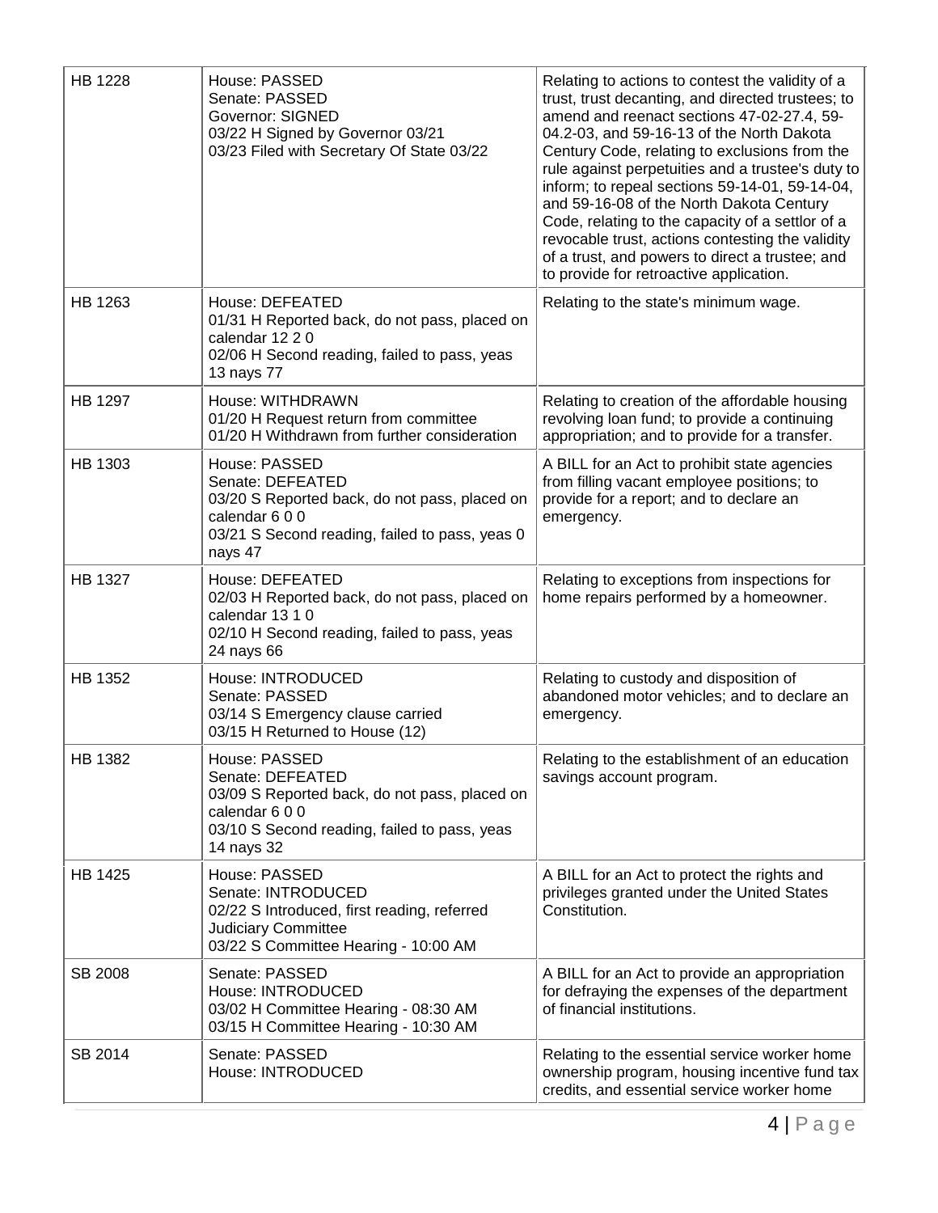| | | |
|---|---|---|
| HB 1228 | House: PASSED<br>Senate: PASSED<br>Governor: SIGNED<br>03/22 H Signed by Governor 03/21<br>03/23 Filed with Secretary Of State 03/22 | Relating to actions to contest the validity of a trust, trust decanting, and directed trustees; to amend and reenact sections 47-02-27.4, 59-04.2-03, and 59-16-13 of the North Dakota Century Code, relating to exclusions from the rule against perpetuities and a trustee's duty to inform; to repeal sections 59-14-01, 59-14-04, and 59-16-08 of the North Dakota Century Code, relating to the capacity of a settlor of a revocable trust, actions contesting the validity of a trust, and powers to direct a trustee; and to provide for retroactive application. |
| HB 1263 | House: DEFEATED<br>01/31 H Reported back, do not pass, placed on calendar 12 2 0<br>02/06 H Second reading, failed to pass, yeas 13 nays 77 | Relating to the state's minimum wage. |
| HB 1297 | House: WITHDRAWN<br>01/20 H Request return from committee<br>01/20 H Withdrawn from further consideration | Relating to creation of the affordable housing revolving loan fund; to provide a continuing appropriation; and to provide for a transfer. |
| HB 1303 | House: PASSED<br>Senate: DEFEATED<br>03/20 S Reported back, do not pass, placed on calendar 6 0 0<br>03/21 S Second reading, failed to pass, yeas 0 nays 47 | A BILL for an Act to prohibit state agencies from filling vacant employee positions; to provide for a report; and to declare an emergency. |
| HB 1327 | House: DEFEATED<br>02/03 H Reported back, do not pass, placed on calendar 13 1 0<br>02/10 H Second reading, failed to pass, yeas 24 nays 66 | Relating to exceptions from inspections for home repairs performed by a homeowner. |
| HB 1352 | House: INTRODUCED<br>Senate: PASSED<br>03/14 S Emergency clause carried<br>03/15 H Returned to House (12) | Relating to custody and disposition of abandoned motor vehicles; and to declare an emergency. |
| HB 1382 | House: PASSED<br>Senate: DEFEATED<br>03/09 S Reported back, do not pass, placed on calendar 6 0 0<br>03/10 S Second reading, failed to pass, yeas 14 nays 32 | Relating to the establishment of an education savings account program. |
| HB 1425 | House: PASSED<br>Senate: INTRODUCED<br>02/22 S Introduced, first reading, referred Judiciary Committee<br>03/22 S Committee Hearing - 10:00 AM | A BILL for an Act to protect the rights and privileges granted under the United States Constitution. |
| SB 2008 | Senate: PASSED<br>House: INTRODUCED<br>03/02 H Committee Hearing - 08:30 AM<br>03/15 H Committee Hearing - 10:30 AM | A BILL for an Act to provide an appropriation for defraying the expenses of the department of financial institutions. |
| SB 2014 | Senate: PASSED<br>House: INTRODUCED | Relating to the essential service worker home ownership program, housing incentive fund tax credits, and essential service worker home |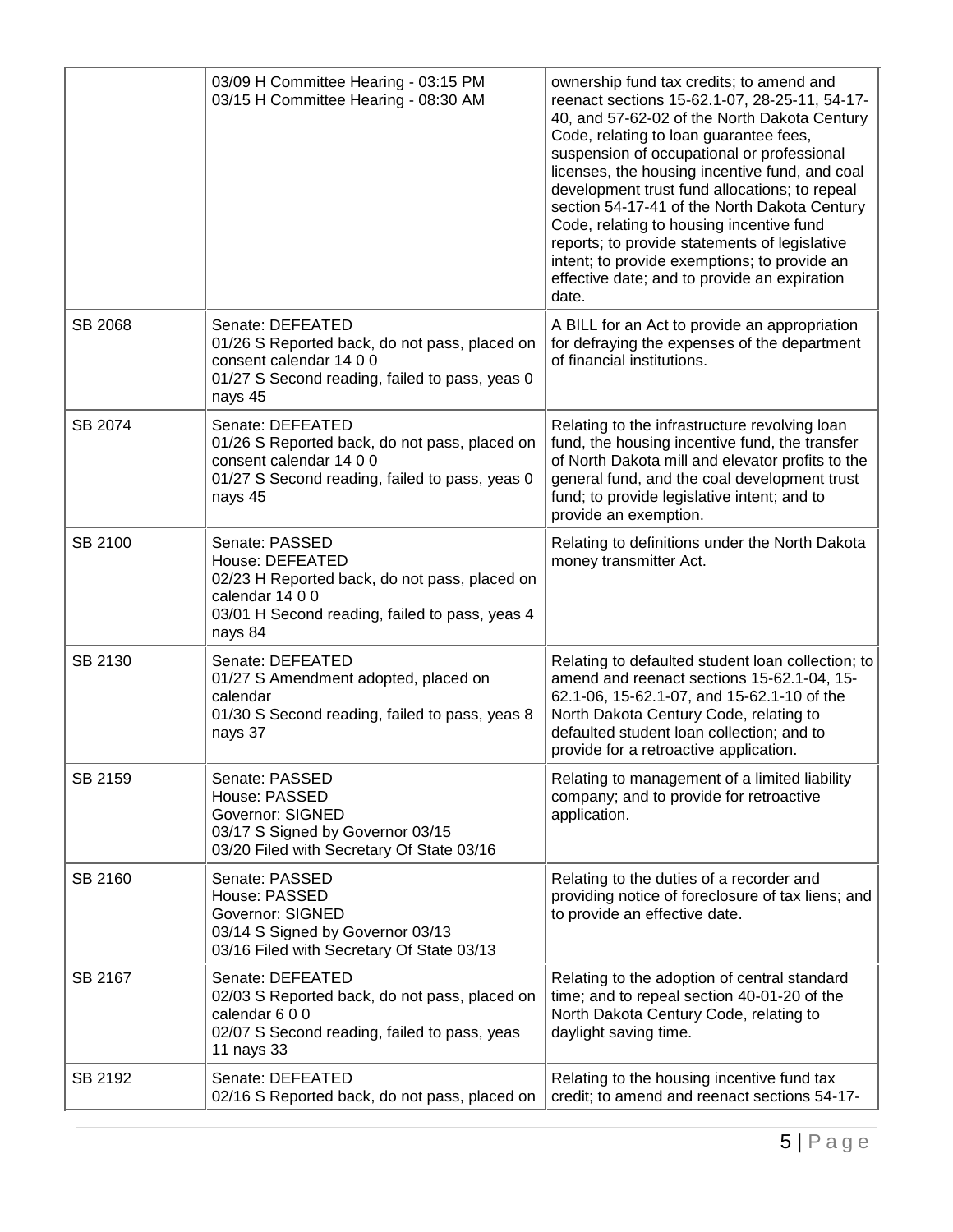| | | |
|---|---|---|
| | 03/09 H Committee Hearing - 03:15 PM<br>03/15 H Committee Hearing - 08:30 AM | ownership fund tax credits; to amend and reenact sections 15-62.1-07, 28-25-11, 54-17-40, and 57-62-02 of the North Dakota Century Code, relating to loan guarantee fees, suspension of occupational or professional licenses, the housing incentive fund, and coal development trust fund allocations; to repeal section 54-17-41 of the North Dakota Century Code, relating to housing incentive fund reports; to provide statements of legislative intent; to provide exemptions; to provide an effective date; and to provide an expiration date. |
| SB 2068 | Senate: DEFEATED<br>01/26 S Reported back, do not pass, placed on consent calendar 14 0 0<br>01/27 S Second reading, failed to pass, yeas 0 nays 45 | A BILL for an Act to provide an appropriation for defraying the expenses of the department of financial institutions. |
| SB 2074 | Senate: DEFEATED<br>01/26 S Reported back, do not pass, placed on consent calendar 14 0 0<br>01/27 S Second reading, failed to pass, yeas 0 nays 45 | Relating to the infrastructure revolving loan fund, the housing incentive fund, the transfer of North Dakota mill and elevator profits to the general fund, and the coal development trust fund; to provide legislative intent; and to provide an exemption. |
| SB 2100 | Senate: PASSED<br>House: DEFEATED<br>02/23 H Reported back, do not pass, placed on calendar 14 0 0<br>03/01 H Second reading, failed to pass, yeas 4 nays 84 | Relating to definitions under the North Dakota money transmitter Act. |
| SB 2130 | Senate: DEFEATED<br>01/27 S Amendment adopted, placed on calendar<br>01/30 S Second reading, failed to pass, yeas 8 nays 37 | Relating to defaulted student loan collection; to amend and reenact sections 15-62.1-04, 15-62.1-06, 15-62.1-07, and 15-62.1-10 of the North Dakota Century Code, relating to defaulted student loan collection; and to provide for a retroactive application. |
| SB 2159 | Senate: PASSED<br>House: PASSED<br>Governor: SIGNED<br>03/17 S Signed by Governor 03/15<br>03/20 Filed with Secretary Of State 03/16 | Relating to management of a limited liability company; and to provide for retroactive application. |
| SB 2160 | Senate: PASSED<br>House: PASSED<br>Governor: SIGNED<br>03/14 S Signed by Governor 03/13<br>03/16 Filed with Secretary Of State 03/13 | Relating to the duties of a recorder and providing notice of foreclosure of tax liens; and to provide an effective date. |
| SB 2167 | Senate: DEFEATED<br>02/03 S Reported back, do not pass, placed on calendar 6 0 0<br>02/07 S Second reading, failed to pass, yeas 11 nays 33 | Relating to the adoption of central standard time; and to repeal section 40-01-20 of the North Dakota Century Code, relating to daylight saving time. |
| SB 2192 | Senate: DEFEATED<br>02/16 S Reported back, do not pass, placed on | Relating to the housing incentive fund tax credit; to amend and reenact sections 54-17- |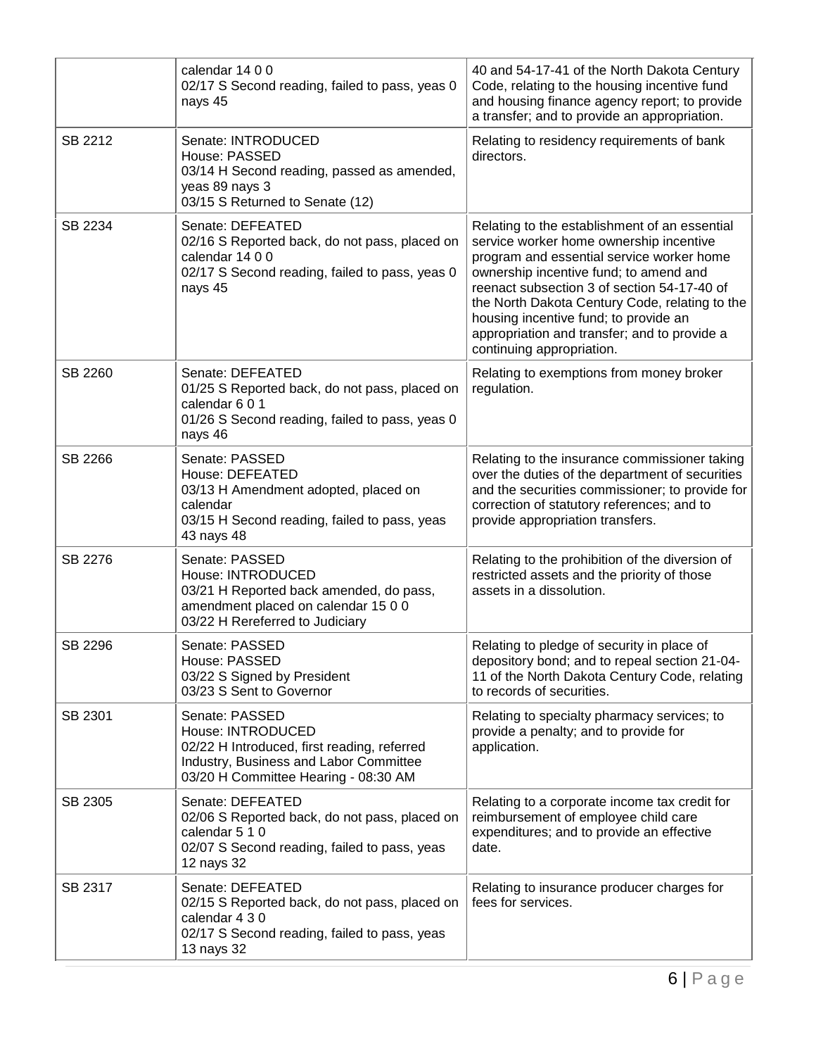| | | |
|---|---|---|
| | calendar 14 0 0<br>02/17 S Second reading, failed to pass, yeas 0 nays 45 | 40 and 54-17-41 of the North Dakota Century Code, relating to the housing incentive fund and housing finance agency report; to provide a transfer; and to provide an appropriation. |
| SB 2212 | Senate: INTRODUCED<br>House: PASSED<br>03/14 H Second reading, passed as amended, yeas 89 nays 3<br>03/15 S Returned to Senate (12) | Relating to residency requirements of bank directors. |
| SB 2234 | Senate: DEFEATED<br>02/16 S Reported back, do not pass, placed on calendar 14 0 0<br>02/17 S Second reading, failed to pass, yeas 0 nays 45 | Relating to the establishment of an essential service worker home ownership incentive program and essential service worker home ownership incentive fund; to amend and reenact subsection 3 of section 54-17-40 of the North Dakota Century Code, relating to the housing incentive fund; to provide an appropriation and transfer; and to provide a continuing appropriation. |
| SB 2260 | Senate: DEFEATED<br>01/25 S Reported back, do not pass, placed on calendar 6 0 1<br>01/26 S Second reading, failed to pass, yeas 0 nays 46 | Relating to exemptions from money broker regulation. |
| SB 2266 | Senate: PASSED<br>House: DEFEATED<br>03/13 H Amendment adopted, placed on calendar<br>03/15 H Second reading, failed to pass, yeas 43 nays 48 | Relating to the insurance commissioner taking over the duties of the department of securities and the securities commissioner; to provide for correction of statutory references; and to provide appropriation transfers. |
| SB 2276 | Senate: PASSED<br>House: INTRODUCED<br>03/21 H Reported back amended, do pass, amendment placed on calendar 15 0 0<br>03/22 H Rereferred to Judiciary | Relating to the prohibition of the diversion of restricted assets and the priority of those assets in a dissolution. |
| SB 2296 | Senate: PASSED<br>House: PASSED<br>03/22 S Signed by President<br>03/23 S Sent to Governor | Relating to pledge of security in place of depository bond; and to repeal section 21-04-11 of the North Dakota Century Code, relating to records of securities. |
| SB 2301 | Senate: PASSED<br>House: INTRODUCED<br>02/22 H Introduced, first reading, referred Industry, Business and Labor Committee<br>03/20 H Committee Hearing - 08:30 AM | Relating to specialty pharmacy services; to provide a penalty; and to provide for application. |
| SB 2305 | Senate: DEFEATED<br>02/06 S Reported back, do not pass, placed on calendar 5 1 0<br>02/07 S Second reading, failed to pass, yeas 12 nays 32 | Relating to a corporate income tax credit for reimbursement of employee child care expenditures; and to provide an effective date. |
| SB 2317 | Senate: DEFEATED<br>02/15 S Reported back, do not pass, placed on calendar 4 3 0<br>02/17 S Second reading, failed to pass, yeas 13 nays 32 | Relating to insurance producer charges for fees for services. |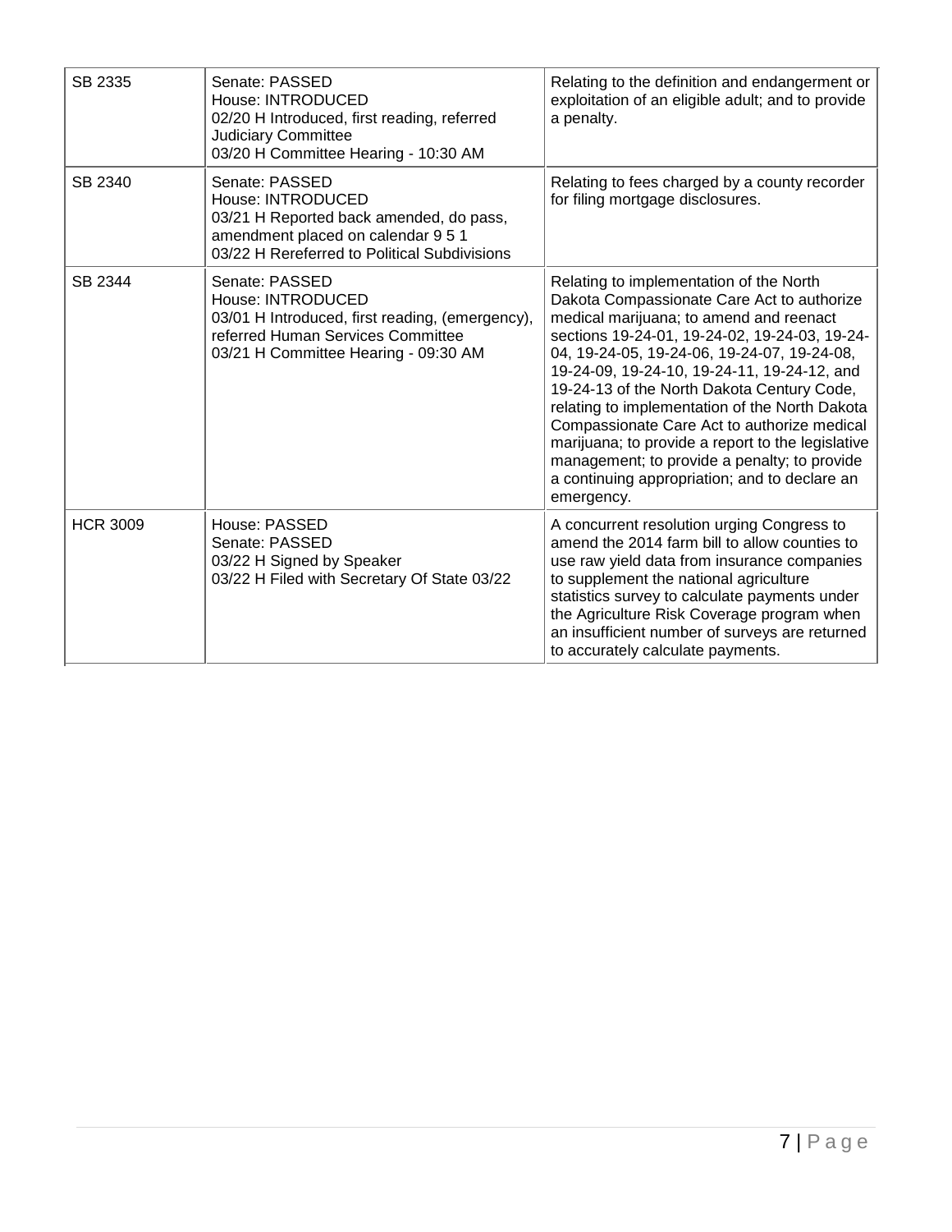| | | |
|---|---|---|
| SB 2335 | Senate: PASSED<br>House: INTRODUCED<br>02/20 H Introduced, first reading, referred Judiciary Committee<br>03/20 H Committee Hearing - 10:30 AM | Relating to the definition and endangerment or exploitation of an eligible adult; and to provide a penalty. |
| SB 2340 | Senate: PASSED<br>House: INTRODUCED<br>03/21 H Reported back amended, do pass, amendment placed on calendar 9 5 1<br>03/22 H Rereferred to Political Subdivisions | Relating to fees charged by a county recorder for filing mortgage disclosures. |
| SB 2344 | Senate: PASSED<br>House: INTRODUCED<br>03/01 H Introduced, first reading, (emergency), referred Human Services Committee<br>03/21 H Committee Hearing - 09:30 AM | Relating to implementation of the North Dakota Compassionate Care Act to authorize medical marijuana; to amend and reenact sections 19-24-01, 19-24-02, 19-24-03, 19-24-04, 19-24-05, 19-24-06, 19-24-07, 19-24-08, 19-24-09, 19-24-10, 19-24-11, 19-24-12, and 19-24-13 of the North Dakota Century Code, relating to implementation of the North Dakota Compassionate Care Act to authorize medical marijuana; to provide a report to the legislative management; to provide a penalty; to provide a continuing appropriation; and to declare an emergency. |
| HCR 3009 | House: PASSED<br>Senate: PASSED<br>03/22 H Signed by Speaker<br>03/22 H Filed with Secretary Of State 03/22 | A concurrent resolution urging Congress to amend the 2014 farm bill to allow counties to use raw yield data from insurance companies to supplement the national agriculture statistics survey to calculate payments under the Agriculture Risk Coverage program when an insufficient number of surveys are returned to accurately calculate payments. |